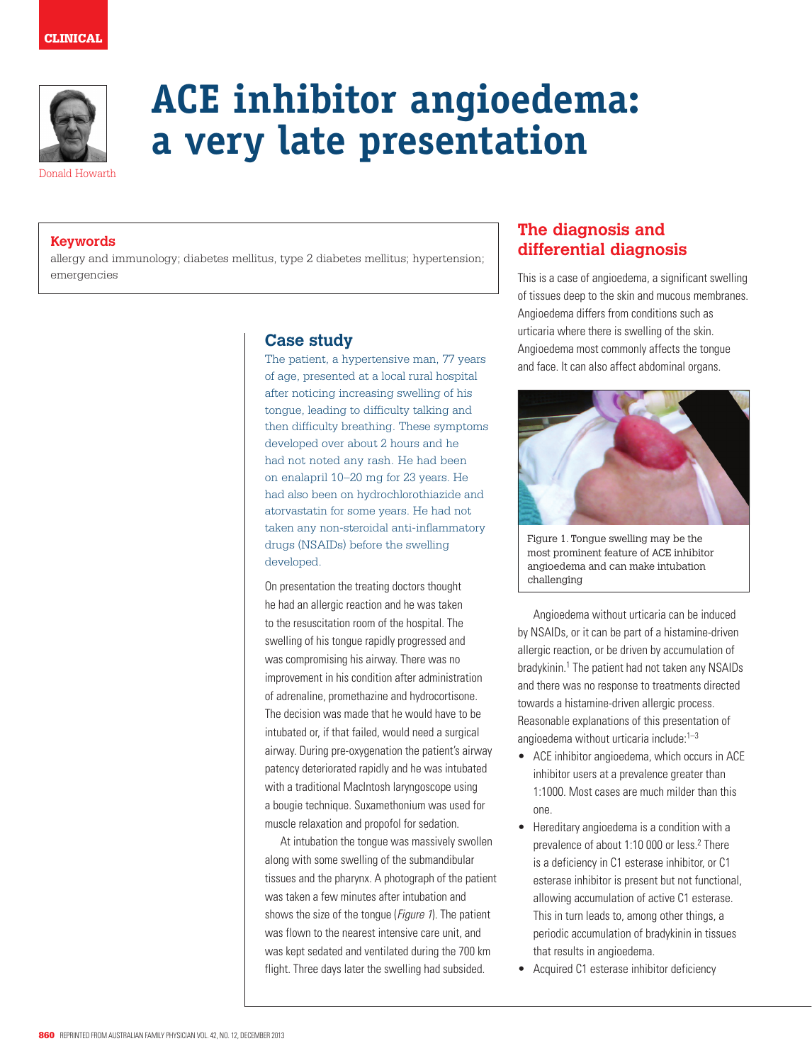# ACE inhibitor angioedema: a very late presentation

Donald Howarth

**Keywords**

allergy and immunology; diabetes mellitus, type 2 diabetes mellitus; hypertension; emergencies

## Case study

The patient, a hypertensive man, 77 years of age, presented at a local rural hospital after noticing increasing swelling of his tongue, leading to difficulty talking and then difficulty breathing. These symptoms developed over about 2 hours and he had not noted any rash. He had been on enalapril 10–20 mg for 23 years. He had also been on hydrochlorothiazide and atorvastatin for some years. He had not taken any non-steroidal anti-inflammatory drugs (NSAIDs) before the swelling developed.

On presentation the treating doctors thought he had an allergic reaction and he was taken to the resuscitation room of the hospital. The swelling of his tongue rapidly progressed and was compromising his airway. There was no improvement in his condition after administration of adrenaline, promethazine and hydrocortisone. The decision was made that he would have to be intubated or, if that failed, would need a surgical airway. During pre-oxygenation the patient's airway patency deteriorated rapidly and he was intubated with a traditional MacIntosh laryngoscope using a bougie technique. Suxamethonium was used for muscle relaxation and propofol for sedation.

At intubation the tongue was massively swollen along with some swelling of the submandibular tissues and the pharynx. A photograph of the patient was taken a few minutes after intubation and shows the size of the tongue (*Figure 1*). The patient was flown to the nearest intensive care unit, and was kept sedated and ventilated during the 700 km flight. Three days later the swelling had subsided.

## The diagnosis and differential diagnosis

This is a case of angioedema, a significant swelling of tissues deep to the skin and mucous membranes. Angioedema differs from conditions such as urticaria where there is swelling of the skin. Angioedema most commonly affects the tongue and face. It can also affect abdominal organs.

Figure 1. Tongue swelling may be the most prominent feature of ACE inhibitor angioedema and can make intubation challenging

Angioedema without urticaria can be induced by NSAIDs, or it can be part of a histamine-driven allergic reaction, or be driven by accumulation of bradykinin.[1] The patient had not taken any NSAIDs and there was no response to treatments directed towards a histamine-driven allergic process. Reasonable explanations of this presentation of angioedema without urticaria include:[1–3]

- ACE inhibitor angioedema, which occurs in ACE inhibitor users at a prevalence greater than 1:1000. Most cases are much milder than this one.
- Hereditary angioedema is a condition with a prevalence of about 1:10 000 or less.[2] There is a deficiency in C1 esterase inhibitor, or C1 esterase inhibitor is present but not functional, allowing accumulation of active C1 esterase. This in turn leads to, among other things, a periodic accumulation of bradykinin in tissues that results in angioedema.
- Acquired C1 esterase inhibitor deficiency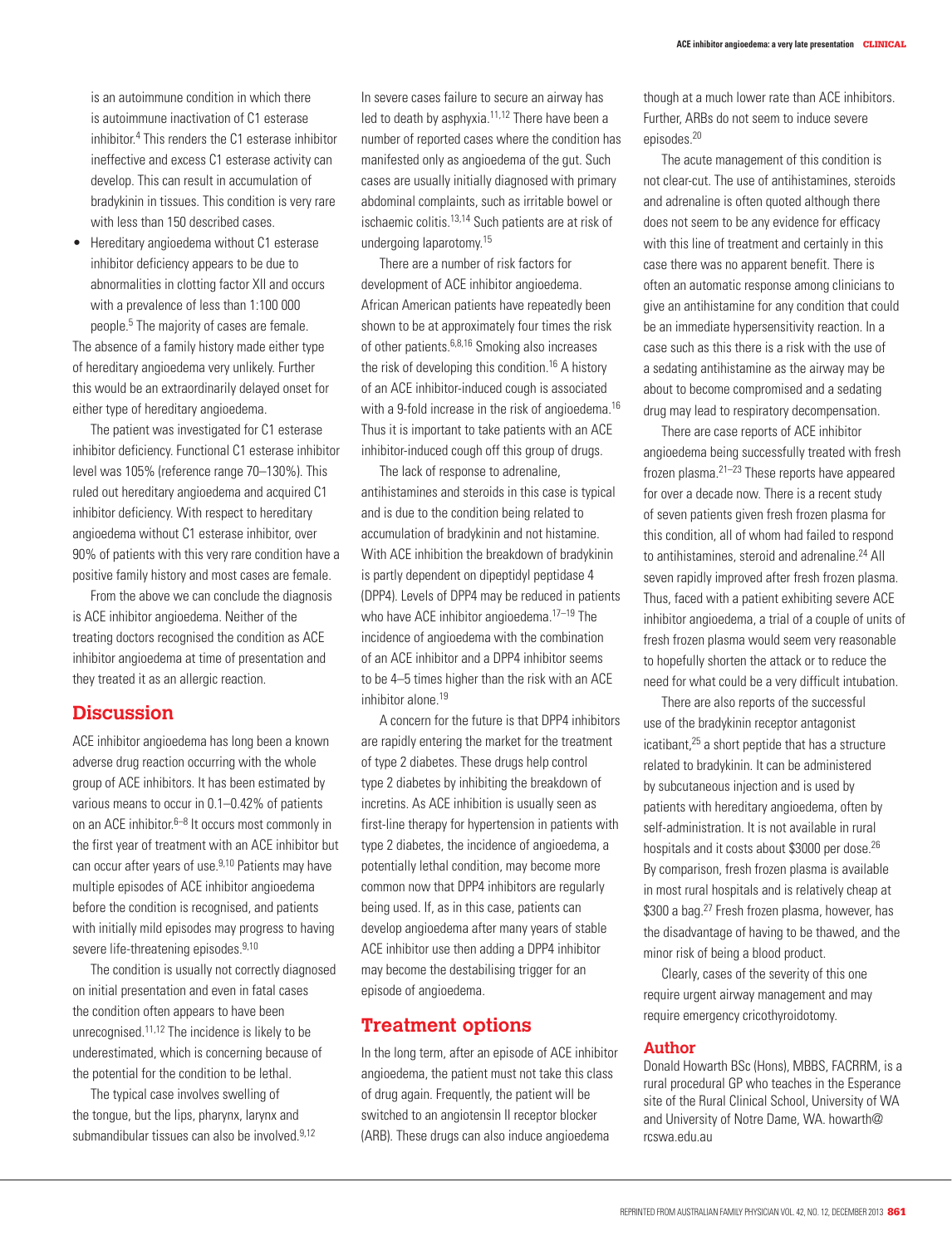is an autoimmune condition in which there is autoimmune inactivation of C1 esterase inhibitor.[4] This renders the C1 esterase inhibitor ineffective and excess C1 esterase activity can develop. This can result in accumulation of bradykinin in tissues. This condition is very rare with less than 150 described cases.

- Hereditary angioedema without C1 esterase inhibitor deficiency appears to be due to abnormalities in clotting factor XII and occurs with a prevalence of less than 1:100 000 people.[5] The majority of cases are female.

The absence of a family history made either type of hereditary angioedema very unlikely. Further this would be an extraordinarily delayed onset for either type of hereditary angioedema.

The patient was investigated for C1 esterase inhibitor deficiency. Functional C1 esterase inhibitor level was 105% (reference range 70–130%). This ruled out hereditary angioedema and acquired C1 inhibitor deficiency. With respect to hereditary angioedema without C1 esterase inhibitor, over 90% of patients with this very rare condition have a positive family history and most cases are female.

From the above we can conclude the diagnosis is ACE inhibitor angioedema. Neither of the treating doctors recognised the condition as ACE inhibitor angioedema at time of presentation and they treated it as an allergic reaction.

## Discussion

ACE inhibitor angioedema has long been a known adverse drug reaction occurring with the whole group of ACE inhibitors. It has been estimated by various means to occur in 0.1–0.42% of patients on an ACE inhibitor.[6–8] It occurs most commonly in the first year of treatment with an ACE inhibitor but can occur after years of use.[9,10] Patients may have multiple episodes of ACE inhibitor angioedema before the condition is recognised, and patients with initially mild episodes may progress to having severe life-threatening episodes.[9,10]

The condition is usually not correctly diagnosed on initial presentation and even in fatal cases the condition often appears to have been unrecognised.[11,12] The incidence is likely to be underestimated, which is concerning because of the potential for the condition to be lethal.

The typical case involves swelling of the tongue, but the lips, pharynx, larynx and submandibular tissues can also be involved.[9,12] In severe cases failure to secure an airway has led to death by asphyxia.[11,12] There have been a number of reported cases where the condition has manifested only as angioedema of the gut. Such cases are usually initially diagnosed with primary abdominal complaints, such as irritable bowel or ischaemic colitis.[13,14] Such patients are at risk of undergoing laparotomy.[15]

There are a number of risk factors for development of ACE inhibitor angioedema. African American patients have repeatedly been shown to be at approximately four times the risk of other patients.[6,8,16] Smoking also increases the risk of developing this condition.[16] A history of an ACE inhibitor-induced cough is associated with a 9-fold increase in the risk of angioedema.[16] Thus it is important to take patients with an ACE inhibitor-induced cough off this group of drugs.

The lack of response to adrenaline, antihistamines and steroids in this case is typical and is due to the condition being related to accumulation of bradykinin and not histamine. With ACE inhibition the breakdown of bradykinin is partly dependent on dipeptidyl peptidase 4 (DPP4). Levels of DPP4 may be reduced in patients who have ACE inhibitor angioedema.[17–19] The incidence of angioedema with the combination of an ACE inhibitor and a DPP4 inhibitor seems to be 4–5 times higher than the risk with an ACE inhibitor alone.[19]

A concern for the future is that DPP4 inhibitors are rapidly entering the market for the treatment of type 2 diabetes. These drugs help control type 2 diabetes by inhibiting the breakdown of incretins. As ACE inhibition is usually seen as first-line therapy for hypertension in patients with type 2 diabetes, the incidence of angioedema, a potentially lethal condition, may become more common now that DPP4 inhibitors are regularly being used. If, as in this case, patients can develop angioedema after many years of stable ACE inhibitor use then adding a DPP4 inhibitor may become the destabilising trigger for an episode of angioedema.

## Treatment options

In the long term, after an episode of ACE inhibitor angioedema, the patient must not take this class of drug again. Frequently, the patient will be switched to an angiotensin II receptor blocker (ARB). These drugs can also induce angioedema though at a much lower rate than ACE inhibitors. Further, ARBs do not seem to induce severe episodes.[20]

The acute management of this condition is not clear-cut. The use of antihistamines, steroids and adrenaline is often quoted although there does not seem to be any evidence for efficacy with this line of treatment and certainly in this case there was no apparent benefit. There is often an automatic response among clinicians to give an antihistamine for any condition that could be an immediate hypersensitivity reaction. In a case such as this there is a risk with the use of a sedating antihistamine as the airway may be about to become compromised and a sedating drug may lead to respiratory decompensation.

There are case reports of ACE inhibitor angioedema being successfully treated with fresh frozen plasma.[21–23] These reports have appeared for over a decade now. There is a recent study of seven patients given fresh frozen plasma for this condition, all of whom had failed to respond to antihistamines, steroid and adrenaline.[24] All seven rapidly improved after fresh frozen plasma. Thus, faced with a patient exhibiting severe ACE inhibitor angioedema, a trial of a couple of units of fresh frozen plasma would seem very reasonable to hopefully shorten the attack or to reduce the need for what could be a very difficult intubation.

There are also reports of the successful use of the bradykinin receptor antagonist icatibant,[25] a short peptide that has a structure related to bradykinin. It can be administered by subcutaneous injection and is used by patients with hereditary angioedema, often by self-administration. It is not available in rural hospitals and it costs about $3000 per dose.[26] By comparison, fresh frozen plasma is available in most rural hospitals and is relatively cheap at $300 a bag.[27] Fresh frozen plasma, however, has the disadvantage of having to be thawed, and the minor risk of being a blood product.

Clearly, cases of the severity of this one require urgent airway management and may require emergency cricothyroidotomy.

### Author

Donald Howarth BSc (Hons), MBBS, FACRRM, is a rural procedural GP who teaches in the Esperance site of the Rural Clinical School, University of WA and University of Notre Dame, WA. howarth@rcswa.edu.au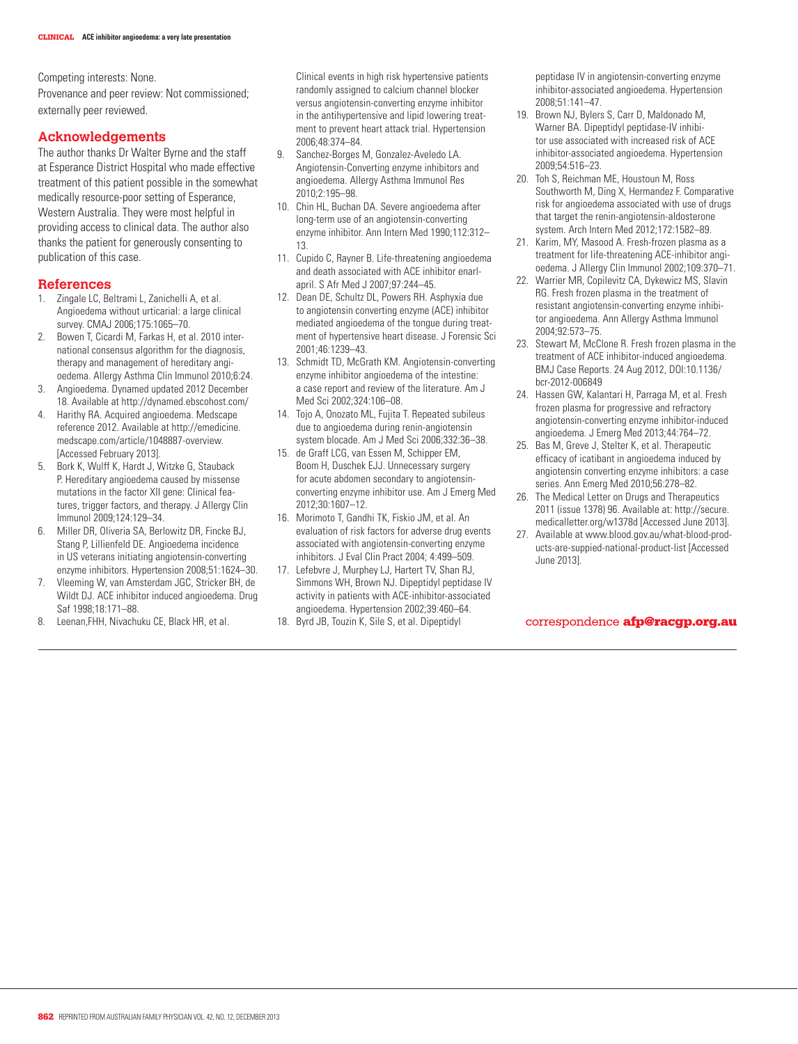Competing interests: None.

Provenance and peer review: Not commissioned; externally peer reviewed.

## Acknowledgements

The author thanks Dr Walter Byrne and the staff at Esperance District Hospital who made effective treatment of this patient possible in the somewhat medically resource-poor setting of Esperance, Western Australia. They were most helpful in providing access to clinical data. The author also thanks the patient for generously consenting to publication of this case.

## References

1. Zingale LC, Beltrami L, Zanichelli A, et al. Angioedema without urticarial: a large clinical survey. CMAJ 2006;175:1065–70.
2. Bowen T, Cicardi M, Farkas H, et al. 2010 international consensus algorithm for the diagnosis, therapy and management of hereditary angioedema. Allergy Asthma Clin Immunol 2010;6:24.
3. Angioedema. Dynamed updated 2012 December 18. Available at http://dynamed.ebscohost.com/
4. Harithy RA. Acquired angioedema. Medscape reference 2012. Available at http://emedicine.medscape.com/article/1048887-overview. [Accessed February 2013].
5. Bork K, Wulff K, Hardt J, Witzke G, Stauback P. Hereditary angioedema caused by missense mutations in the factor XII gene: Clinical features, trigger factors, and therapy. J Allergy Clin Immunol 2009;124:129–34.
6. Miller DR, Oliveria SA, Berlowitz DR, Fincke BJ, Stang P, Lillienfeld DE. Angioedema incidence in US veterans initiating angiotensin-converting enzyme inhibitors. Hypertension 2008;51:1624–30.
7. Vleeming W, van Amsterdam JGC, Stricker BH, de Wildt DJ. ACE inhibitor induced angioedema. Drug Saf 1998;18:171–88.
8. Leenan,FHH, Nivachuku CE, Black HR, et al. Clinical events in high risk hypertensive patients randomly assigned to calcium channel blocker versus angiotensin-converting enzyme inhibitor in the antihypertensive and lipid lowering treatment to prevent heart attack trial. Hypertension 2006;48:374–84.
9. Sanchez-Borges M, Gonzalez-Aveledo LA. Angiotensin-Converting enzyme inhibitors and angioedema. Allergy Asthma Immunol Res 2010;2:195–98.
10. Chin HL, Buchan DA. Severe angioedema after long-term use of an angiotensin-converting enzyme inhibitor. Ann Intern Med 1990;112:312–13.
11. Cupido C, Rayner B. Life-threatening angioedema and death associated with ACE inhibitor enarlapril. S Afr Med J 2007;97:244–45.
12. Dean DE, Schultz DL, Powers RH. Asphyxia due to angiotensin converting enzyme (ACE) inhibitor mediated angioedema of the tongue during treatment of hypertensive heart disease. J Forensic Sci 2001;46:1239–43.
13. Schmidt TD, McGrath KM. Angiotensin-converting enzyme inhibitor angioedema of the intestine: a case report and review of the literature. Am J Med Sci 2002;324:106–08.
14. Tojo A, Onozato ML, Fujita T. Repeated subileus due to angioedema during renin-angiotensin system blocade. Am J Med Sci 2006;332:36–38.
15. de Graff LCG, van Essen M, Schipper EM, Boom H, Duschek EJJ. Unnecessary surgery for acute abdomen secondary to angiotensin-converting enzyme inhibitor use. Am J Emerg Med 2012;30:1607–12.
16. Morimoto T, Gandhi TK, Fiskio JM, et al. An evaluation of risk factors for adverse drug events associated with angiotensin-converting enzyme inhibitors. J Eval Clin Pract 2004; 4:499–509.
17. Lefebvre J, Murphey LJ, Hartert TV, Shan RJ, Simmons WH, Brown NJ. Dipeptidyl peptidase IV activity in patients with ACE-inhibitor-associated angioedema. Hypertension 2002;39:460–64.
18. Byrd JB, Touzin K, Sile S, et al. Dipeptidyl peptidase IV in angiotensin-converting enzyme inhibitor-associated angioedema. Hypertension 2008;51:141–47.
19. Brown NJ, Bylers S, Carr D, Maldonado M, Warner BA. Dipeptidyl peptidase-IV inhibitor use associated with increased risk of ACE inhibitor-associated angioedema. Hypertension 2009;54:516–23.
20. Toh S, Reichman ME, Houstoun M, Ross Southworth M, Ding X, Hermandez F. Comparative risk for angioedema associated with use of drugs that target the renin-angiotensin-aldosterone system. Arch Intern Med 2012;172:1582–89.
21. Karim, MY, Masood A. Fresh-frozen plasma as a treatment for life-threatening ACE-inhibitor angioedema. J Allergy Clin Immunol 2002;109:370–71.
22. Warrier MR, Copilevitz CA, Dykewicz MS, Slavin RG. Fresh frozen plasma in the treatment of resistant angiotensin-converting enzyme inhibitor angioedema. Ann Allergy Asthma Immunol 2004;92:573–75.
23. Stewart M, McClone R. Fresh frozen plasma in the treatment of ACE inhibitor-induced angioedema. BMJ Case Reports. 24 Aug 2012, DOI:10.1136/bcr-2012-006849
24. Hassen GW, Kalantari H, Parraga M, et al. Fresh frozen plasma for progressive and refractory angiotensin-converting enzyme inhibitor-induced angioedema. J Emerg Med 2013;44:764–72.
25. Bas M, Greve J, Stelter K, et al. Therapeutic efficacy of icatibant in angioedema induced by angiotensin converting enzyme inhibitors: a case series. Ann Emerg Med 2010;56:278–82.
26. The Medical Letter on Drugs and Therapeutics 2011 (issue 1378) 96. Available at: http://secure.medicalletter.org/w1378d [Accessed June 2013].
27. Available at www.blood.gov.au/what-blood-products-are-suppied-national-product-list [Accessed June 2013].

correspondence **afp@racgp.org.au**